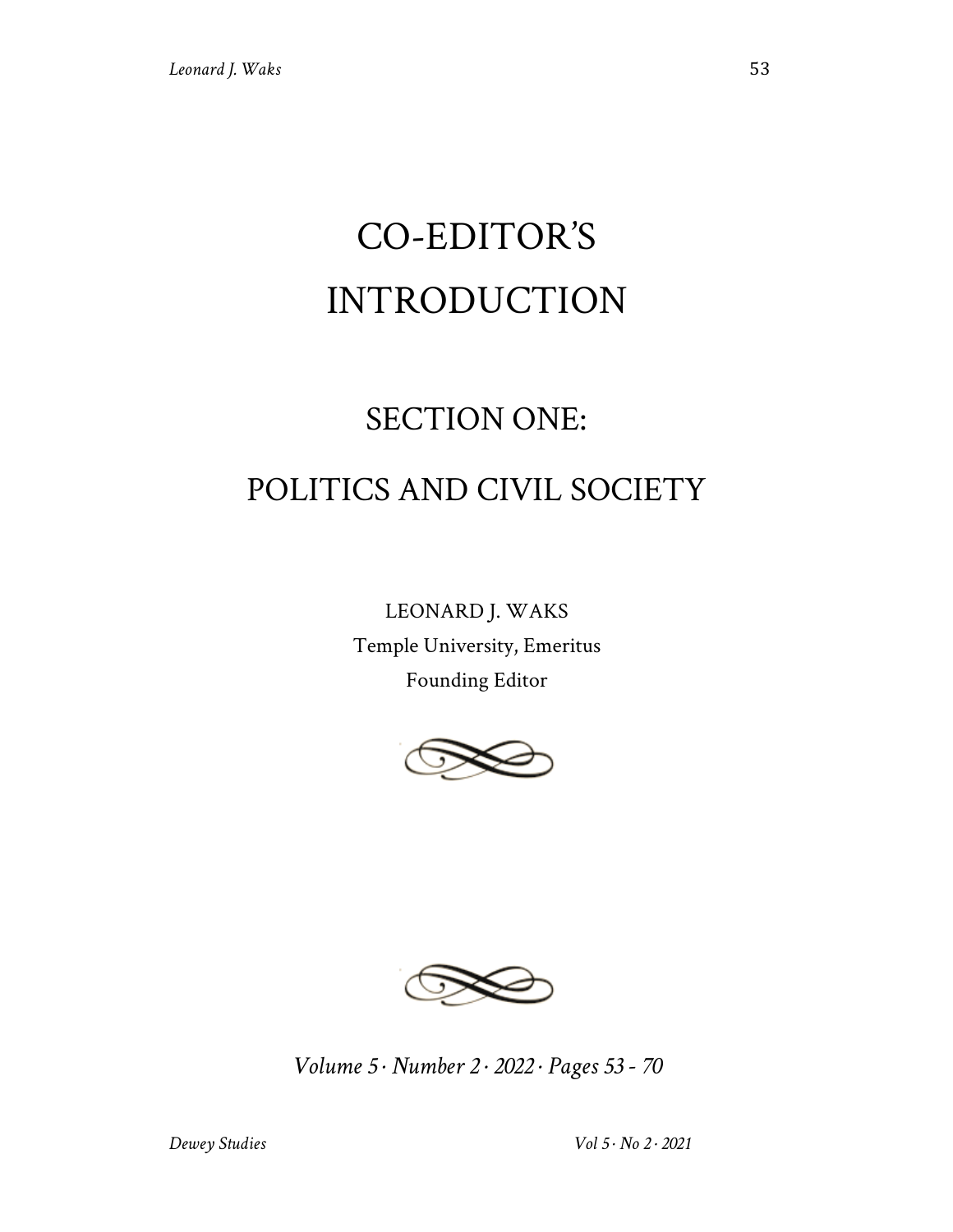# CO-EDITOR'S INTRODUCTION

## SECTION ONE:

## POLITICS AND CIVIL SOCIETY

LEONARD J. WAKS
Temple University, Emeritus
Founding Editor

*Volume 5 · Number 2 · 2022 · Pages 53 - 70*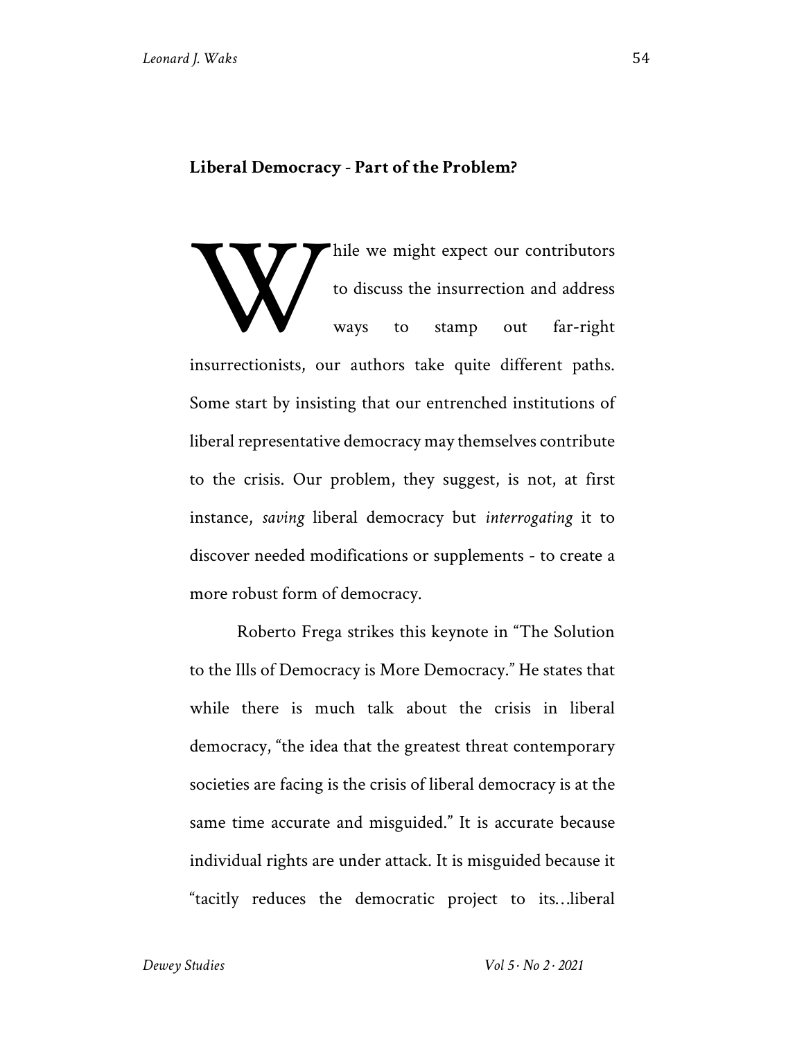**Liberal Democracy - Part of the Problem?**

While we might expect our contributors to discuss the insurrection and address ways to stamp out far-right insurrectionists, our authors take quite different paths. Some start by insisting that our entrenched institutions of liberal representative democracy may themselves contribute to the crisis. Our problem, they suggest, is not, at first instance, *saving* liberal democracy but *interrogating* it to discover needed modifications or supplements - to create a more robust form of democracy.

Roberto Frega strikes this keynote in "The Solution to the Ills of Democracy is More Democracy." He states that while there is much talk about the crisis in liberal democracy, "the idea that the greatest threat contemporary societies are facing is the crisis of liberal democracy is at the same time accurate and misguided." It is accurate because individual rights are under attack. It is misguided because it "tacitly reduces the democratic project to its…liberal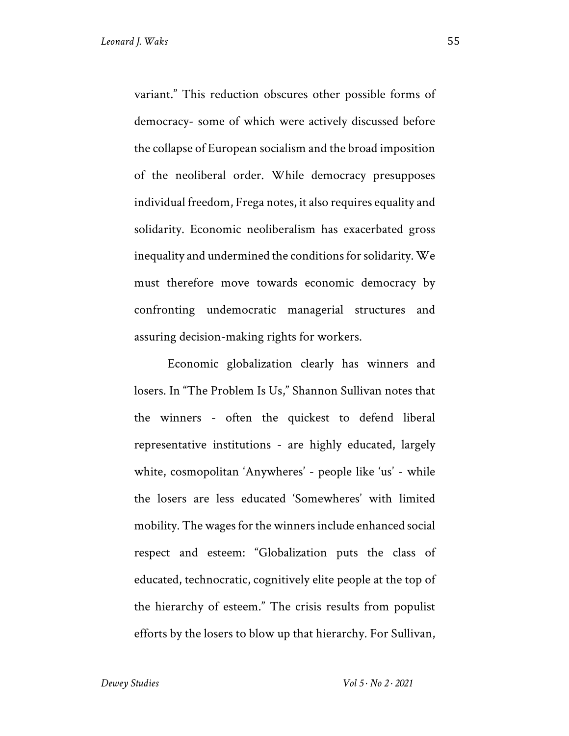variant." This reduction obscures other possible forms of democracy- some of which were actively discussed before the collapse of European socialism and the broad imposition of the neoliberal order. While democracy presupposes individual freedom, Frega notes, it also requires equality and solidarity. Economic neoliberalism has exacerbated gross inequality and undermined the conditions for solidarity. We must therefore move towards economic democracy by confronting undemocratic managerial structures and assuring decision-making rights for workers.

Economic globalization clearly has winners and losers. In "The Problem Is Us," Shannon Sullivan notes that the winners - often the quickest to defend liberal representative institutions - are highly educated, largely white, cosmopolitan 'Anywheres' - people like 'us' - while the losers are less educated 'Somewheres' with limited mobility. The wages for the winners include enhanced social respect and esteem: "Globalization puts the class of educated, technocratic, cognitively elite people at the top of the hierarchy of esteem." The crisis results from populist efforts by the losers to blow up that hierarchy. For Sullivan,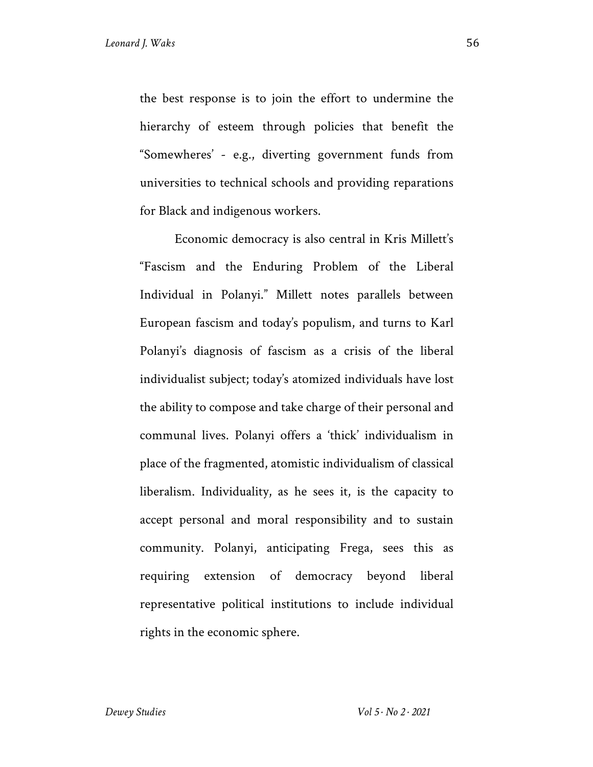the best response is to join the effort to undermine the hierarchy of esteem through policies that benefit the "Somewheres' - e.g., diverting government funds from universities to technical schools and providing reparations for Black and indigenous workers.

Economic democracy is also central in Kris Millett's "Fascism and the Enduring Problem of the Liberal Individual in Polanyi." Millett notes parallels between European fascism and today's populism, and turns to Karl Polanyi's diagnosis of fascism as a crisis of the liberal individualist subject; today's atomized individuals have lost the ability to compose and take charge of their personal and communal lives. Polanyi offers a 'thick' individualism in place of the fragmented, atomistic individualism of classical liberalism. Individuality, as he sees it, is the capacity to accept personal and moral responsibility and to sustain community. Polanyi, anticipating Frega, sees this as requiring extension of democracy beyond liberal representative political institutions to include individual rights in the economic sphere.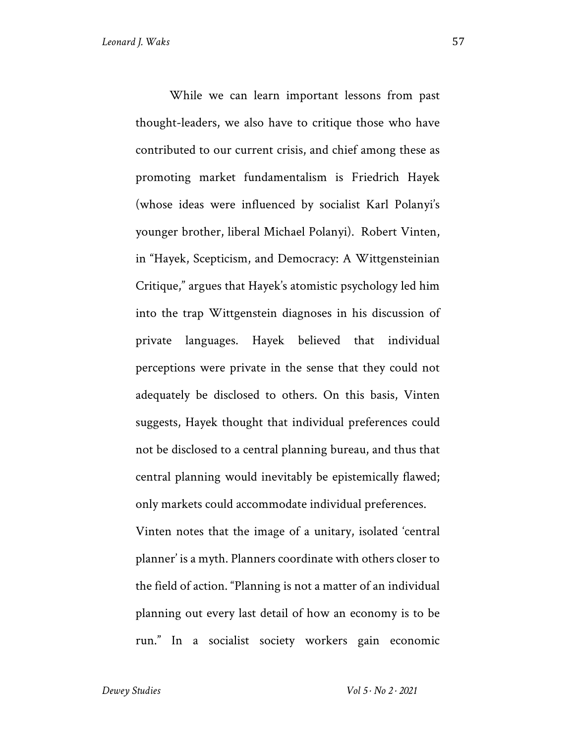While we can learn important lessons from past thought-leaders, we also have to critique those who have contributed to our current crisis, and chief among these as promoting market fundamentalism is Friedrich Hayek (whose ideas were influenced by socialist Karl Polanyi's younger brother, liberal Michael Polanyi). Robert Vinten, in "Hayek, Scepticism, and Democracy: A Wittgensteinian Critique," argues that Hayek's atomistic psychology led him into the trap Wittgenstein diagnoses in his discussion of private languages. Hayek believed that individual perceptions were private in the sense that they could not adequately be disclosed to others. On this basis, Vinten suggests, Hayek thought that individual preferences could not be disclosed to a central planning bureau, and thus that central planning would inevitably be epistemically flawed; only markets could accommodate individual preferences.

Vinten notes that the image of a unitary, isolated 'central planner' is a myth. Planners coordinate with others closer to the field of action. "Planning is not a matter of an individual planning out every last detail of how an economy is to be run." In a socialist society workers gain economic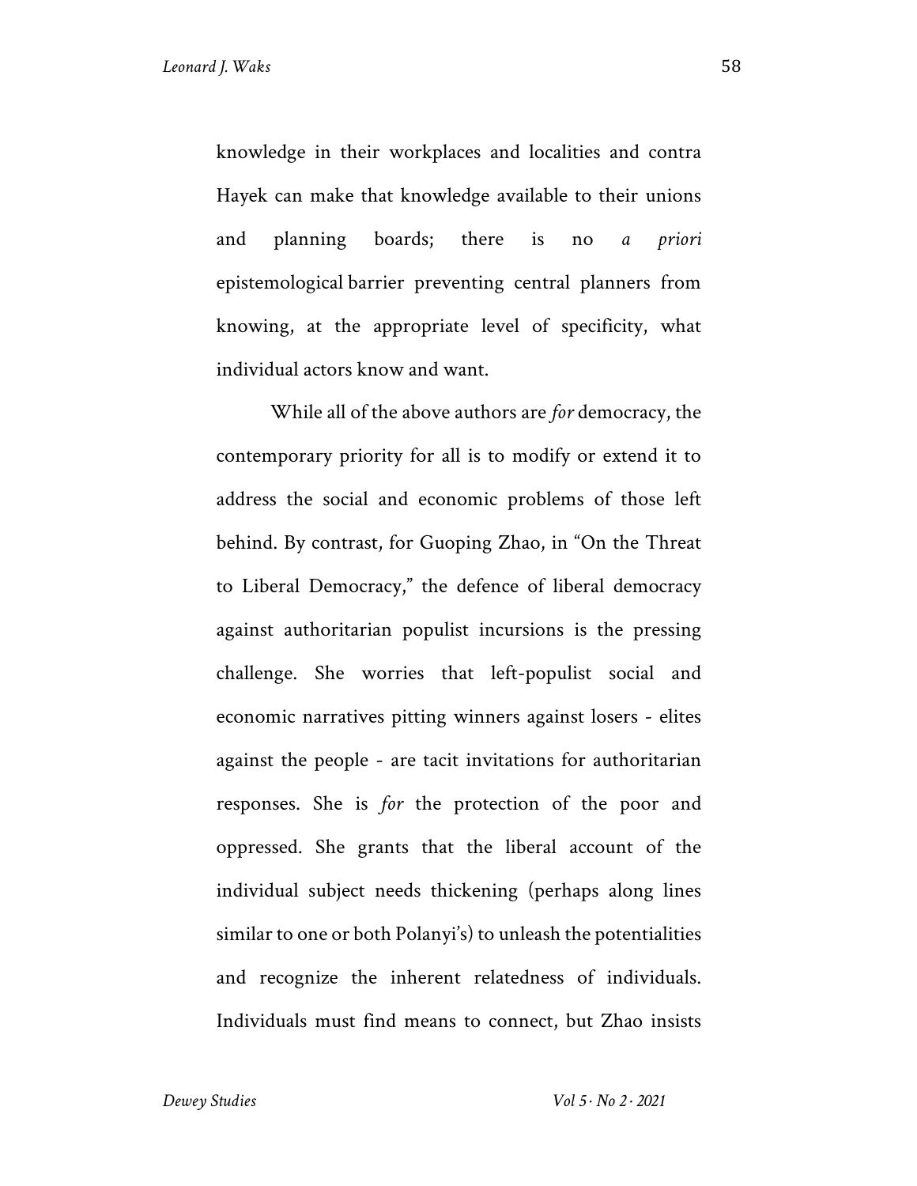knowledge in their workplaces and localities and contra Hayek can make that knowledge available to their unions and planning boards; there is no *a priori* epistemological barrier preventing central planners from knowing, at the appropriate level of specificity, what individual actors know and want.

While all of the above authors are *for* democracy, the contemporary priority for all is to modify or extend it to address the social and economic problems of those left behind. By contrast, for Guoping Zhao, in "On the Threat to Liberal Democracy," the defence of liberal democracy against authoritarian populist incursions is the pressing challenge. She worries that left-populist social and economic narratives pitting winners against losers - elites against the people - are tacit invitations for authoritarian responses. She is *for* the protection of the poor and oppressed. She grants that the liberal account of the individual subject needs thickening (perhaps along lines similar to one or both Polanyi's) to unleash the potentialities and recognize the inherent relatedness of individuals. Individuals must find means to connect, but Zhao insists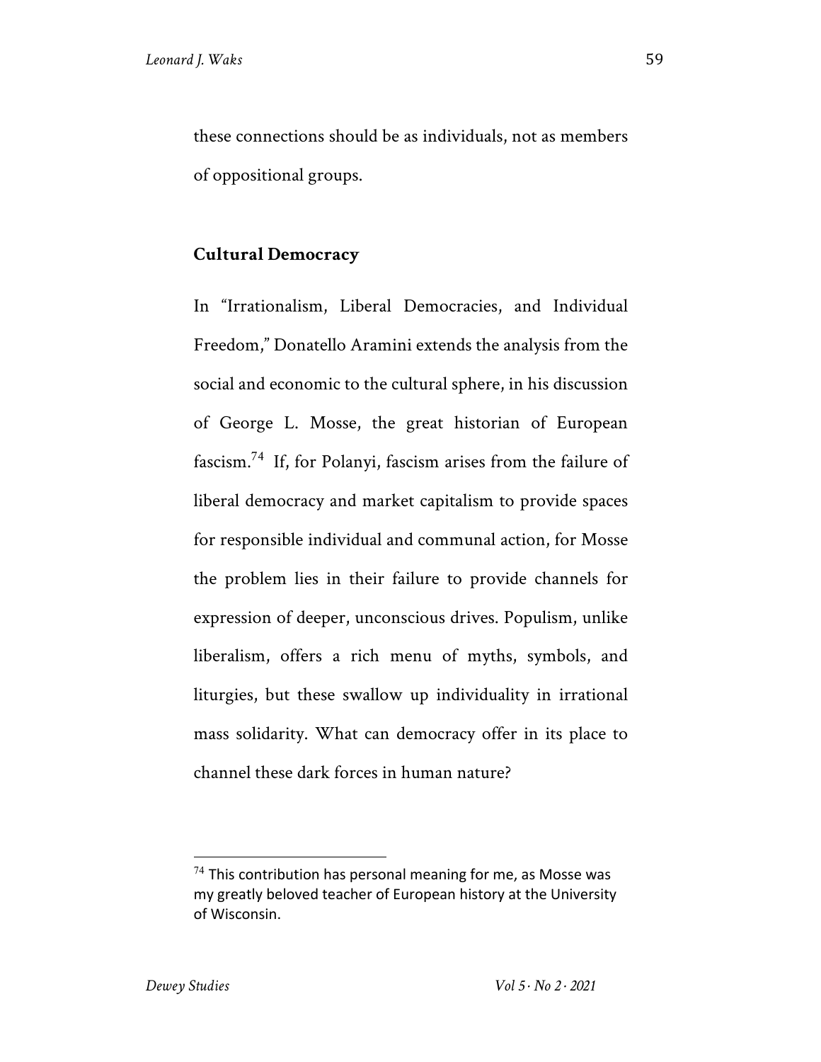these connections should be as individuals, not as members of oppositional groups.

## Cultural Democracy

In "Irrationalism, Liberal Democracies, and Individual Freedom," Donatello Aramini extends the analysis from the social and economic to the cultural sphere, in his discussion of George L. Mosse, the great historian of European fascism.[74] If, for Polanyi, fascism arises from the failure of liberal democracy and market capitalism to provide spaces for responsible individual and communal action, for Mosse the problem lies in their failure to provide channels for expression of deeper, unconscious drives. Populism, unlike liberalism, offers a rich menu of myths, symbols, and liturgies, but these swallow up individuality in irrational mass solidarity. What can democracy offer in its place to channel these dark forces in human nature?

[74] This contribution has personal meaning for me, as Mosse was my greatly beloved teacher of European history at the University of Wisconsin.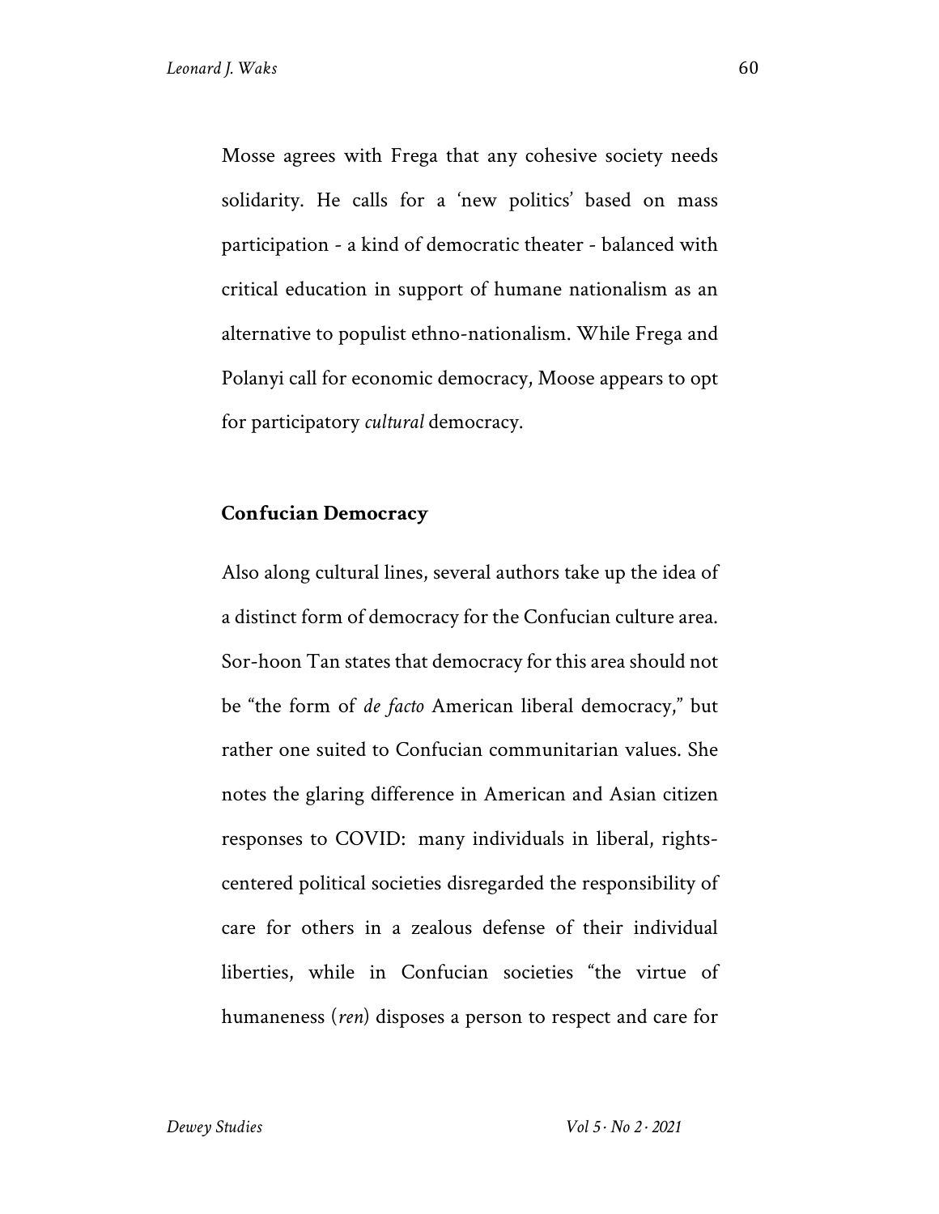Mosse agrees with Frega that any cohesive society needs solidarity. He calls for a 'new politics' based on mass participation - a kind of democratic theater - balanced with critical education in support of humane nationalism as an alternative to populist ethno-nationalism. While Frega and Polanyi call for economic democracy, Moose appears to opt for participatory *cultural* democracy.

## Confucian Democracy

Also along cultural lines, several authors take up the idea of a distinct form of democracy for the Confucian culture area. Sor-hoon Tan states that democracy for this area should not be "the form of *de facto* American liberal democracy," but rather one suited to Confucian communitarian values. She notes the glaring difference in American and Asian citizen responses to COVID: many individuals in liberal, rights-centered political societies disregarded the responsibility of care for others in a zealous defense of their individual liberties, while in Confucian societies "the virtue of humaneness (*ren*) disposes a person to respect and care for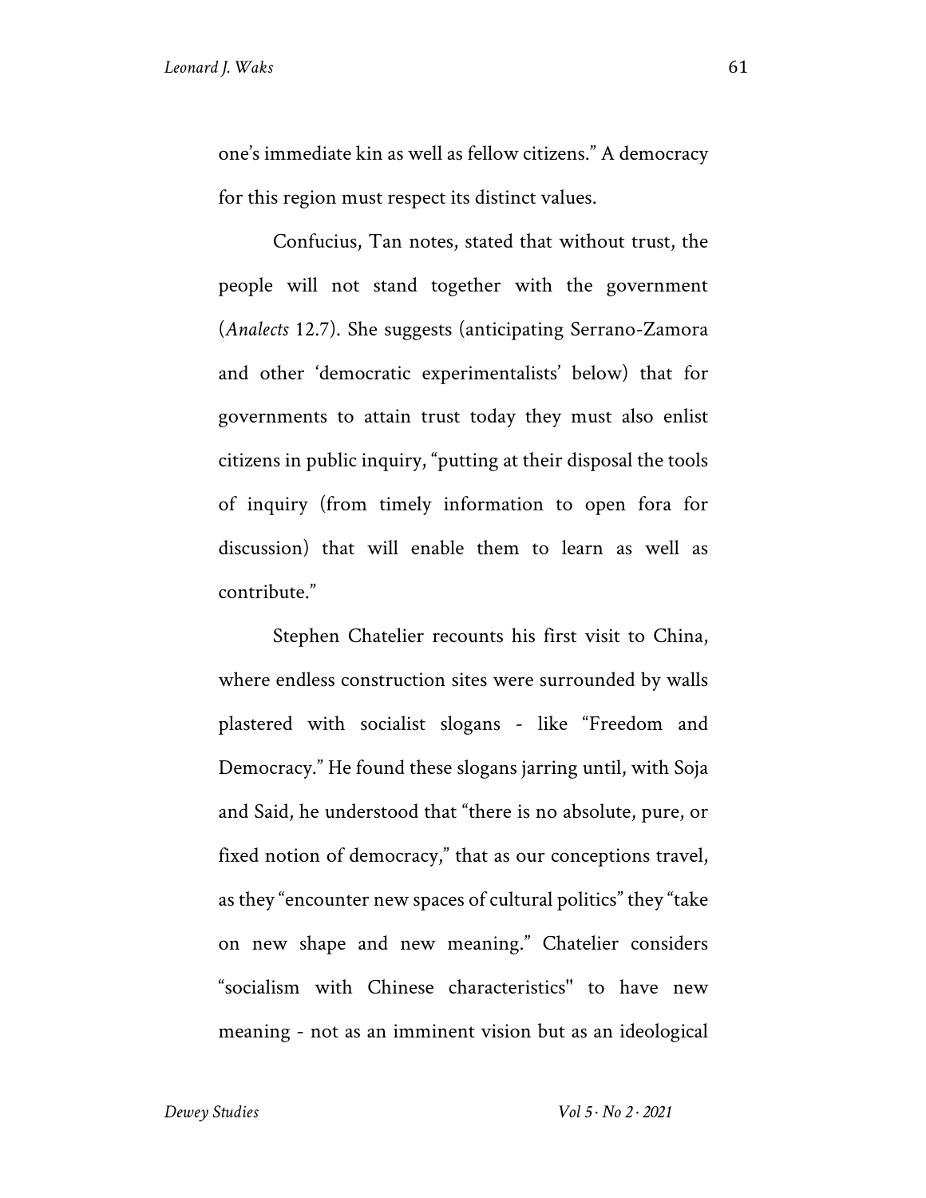one's immediate kin as well as fellow citizens." A democracy for this region must respect its distinct values.

Confucius, Tan notes, stated that without trust, the people will not stand together with the government (*Analects* 12.7). She suggests (anticipating Serrano-Zamora and other 'democratic experimentalists' below) that for governments to attain trust today they must also enlist citizens in public inquiry, "putting at their disposal the tools of inquiry (from timely information to open fora for discussion) that will enable them to learn as well as contribute."

Stephen Chatelier recounts his first visit to China, where endless construction sites were surrounded by walls plastered with socialist slogans - like "Freedom and Democracy." He found these slogans jarring until, with Soja and Said, he understood that "there is no absolute, pure, or fixed notion of democracy," that as our conceptions travel, as they "encounter new spaces of cultural politics" they "take on new shape and new meaning." Chatelier considers "socialism with Chinese characteristics" to have new meaning - not as an imminent vision but as an ideological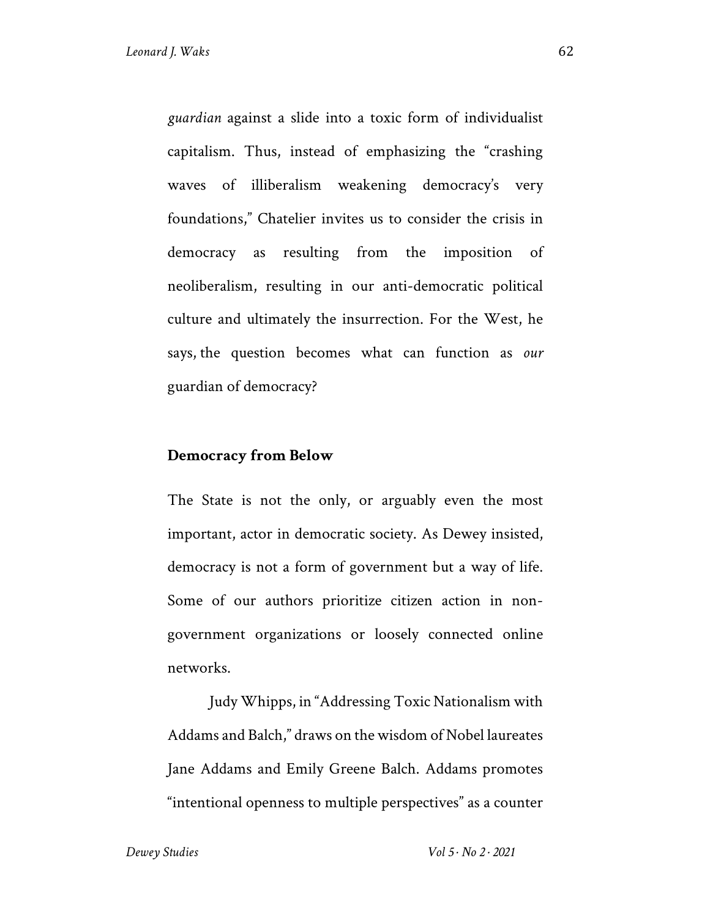*guardian* against a slide into a toxic form of individualist capitalism. Thus, instead of emphasizing the "crashing waves of illiberalism weakening democracy's very foundations," Chatelier invites us to consider the crisis in democracy as resulting from the imposition of neoliberalism, resulting in our anti-democratic political culture and ultimately the insurrection. For the West, he says, the question becomes what can function as *our* guardian of democracy?

## Democracy from Below

The State is not the only, or arguably even the most important, actor in democratic society. As Dewey insisted, democracy is not a form of government but a way of life. Some of our authors prioritize citizen action in non-government organizations or loosely connected online networks.

Judy Whipps, in "Addressing Toxic Nationalism with Addams and Balch," draws on the wisdom of Nobel laureates Jane Addams and Emily Greene Balch. Addams promotes "intentional openness to multiple perspectives" as a counter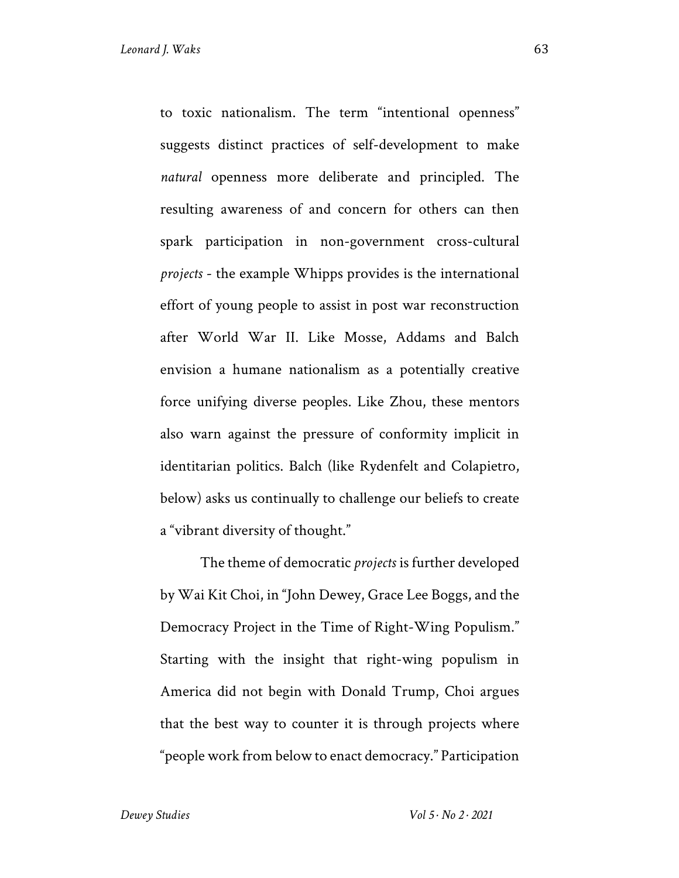to toxic nationalism. The term "intentional openness" suggests distinct practices of self-development to make *natural* openness more deliberate and principled. The resulting awareness of and concern for others can then spark participation in non-government cross-cultural *projects* - the example Whipps provides is the international effort of young people to assist in post war reconstruction after World War II. Like Mosse, Addams and Balch envision a humane nationalism as a potentially creative force unifying diverse peoples. Like Zhou, these mentors also warn against the pressure of conformity implicit in identitarian politics. Balch (like Rydenfelt and Colapietro, below) asks us continually to challenge our beliefs to create a "vibrant diversity of thought."

The theme of democratic *projects* is further developed by Wai Kit Choi, in "John Dewey, Grace Lee Boggs, and the Democracy Project in the Time of Right-Wing Populism." Starting with the insight that right-wing populism in America did not begin with Donald Trump, Choi argues that the best way to counter it is through projects where "people work from below to enact democracy." Participation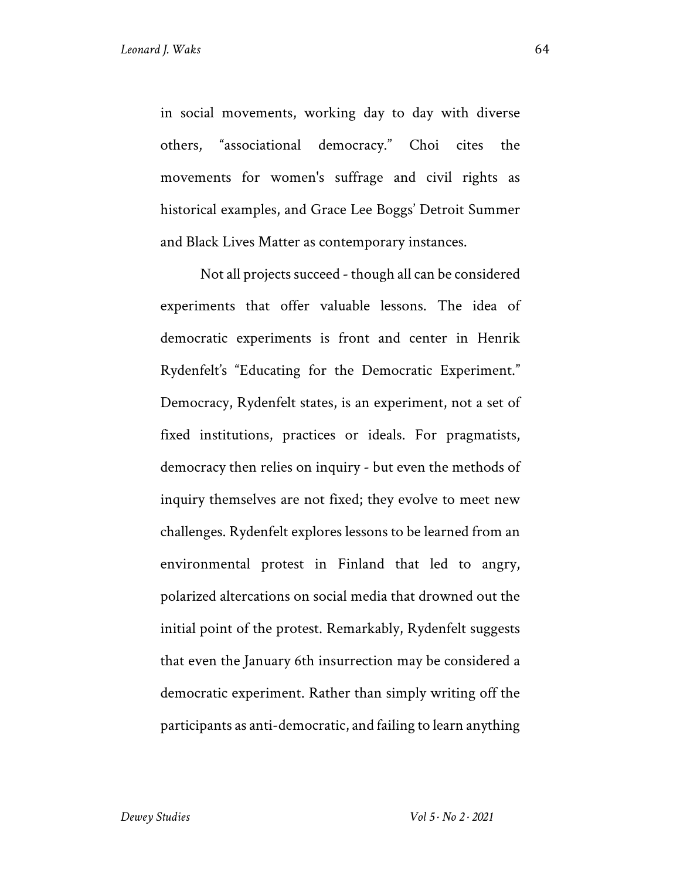in social movements, working day to day with diverse others, "associational democracy." Choi cites the movements for women's suffrage and civil rights as historical examples, and Grace Lee Boggs' Detroit Summer and Black Lives Matter as contemporary instances.

Not all projects succeed - though all can be considered experiments that offer valuable lessons. The idea of democratic experiments is front and center in Henrik Rydenfelt's "Educating for the Democratic Experiment." Democracy, Rydenfelt states, is an experiment, not a set of fixed institutions, practices or ideals. For pragmatists, democracy then relies on inquiry - but even the methods of inquiry themselves are not fixed; they evolve to meet new challenges. Rydenfelt explores lessons to be learned from an environmental protest in Finland that led to angry, polarized altercations on social media that drowned out the initial point of the protest. Remarkably, Rydenfelt suggests that even the January 6th insurrection may be considered a democratic experiment. Rather than simply writing off the participants as anti-democratic, and failing to learn anything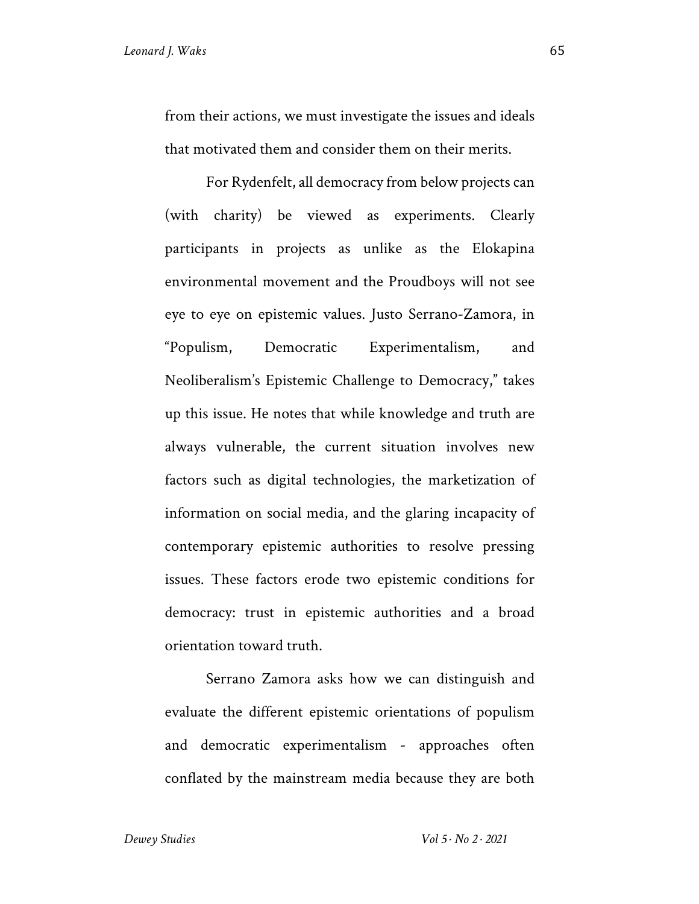from their actions, we must investigate the issues and ideals that motivated them and consider them on their merits.

For Rydenfelt, all democracy from below projects can (with charity) be viewed as experiments. Clearly participants in projects as unlike as the Elokapina environmental movement and the Proudboys will not see eye to eye on epistemic values. Justo Serrano-Zamora, in "Populism, Democratic Experimentalism, and Neoliberalism's Epistemic Challenge to Democracy," takes up this issue. He notes that while knowledge and truth are always vulnerable, the current situation involves new factors such as digital technologies, the marketization of information on social media, and the glaring incapacity of contemporary epistemic authorities to resolve pressing issues. These factors erode two epistemic conditions for democracy: trust in epistemic authorities and a broad orientation toward truth.

Serrano Zamora asks how we can distinguish and evaluate the different epistemic orientations of populism and democratic experimentalism - approaches often conflated by the mainstream media because they are both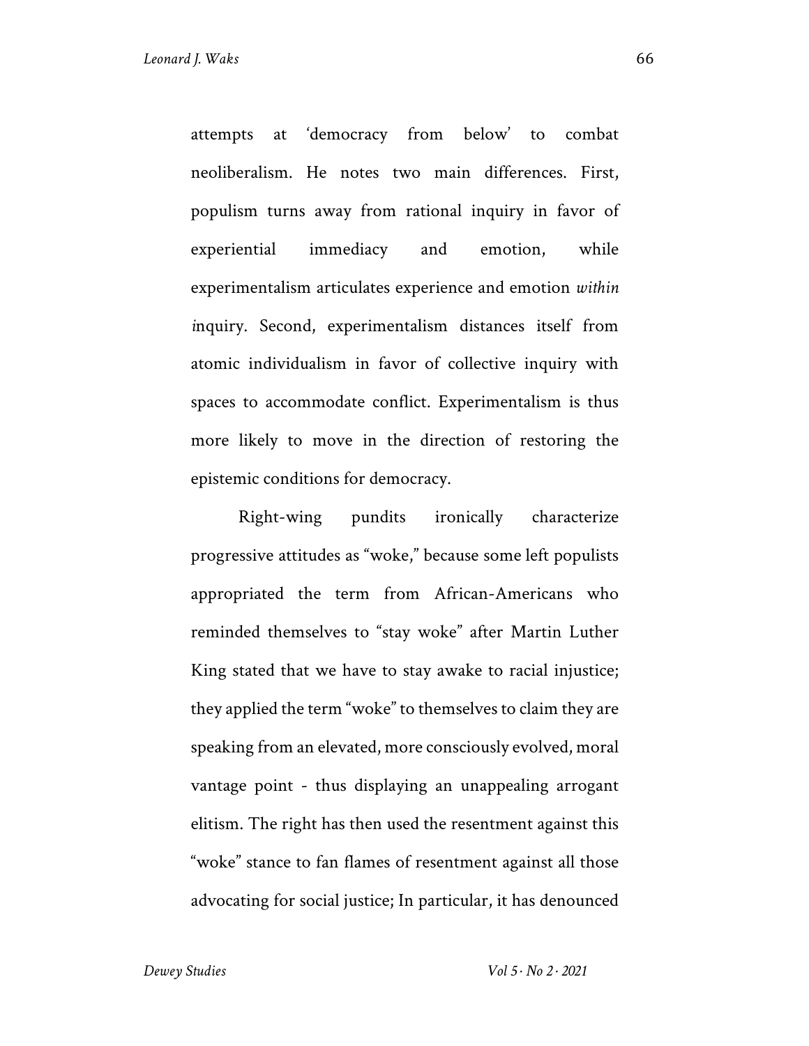attempts at 'democracy from below' to combat neoliberalism. He notes two main differences. First, populism turns away from rational inquiry in favor of experiential immediacy and emotion, while experimentalism articulates experience and emotion *within inquiry*. Second, experimentalism distances itself from atomic individualism in favor of collective inquiry with spaces to accommodate conflict. Experimentalism is thus more likely to move in the direction of restoring the epistemic conditions for democracy.

Right-wing pundits ironically characterize progressive attitudes as "woke," because some left populists appropriated the term from African-Americans who reminded themselves to "stay woke" after Martin Luther King stated that we have to stay awake to racial injustice; they applied the term "woke" to themselves to claim they are speaking from an elevated, more consciously evolved, moral vantage point - thus displaying an unappealing arrogant elitism. The right has then used the resentment against this "woke" stance to fan flames of resentment against all those advocating for social justice; In particular, it has denounced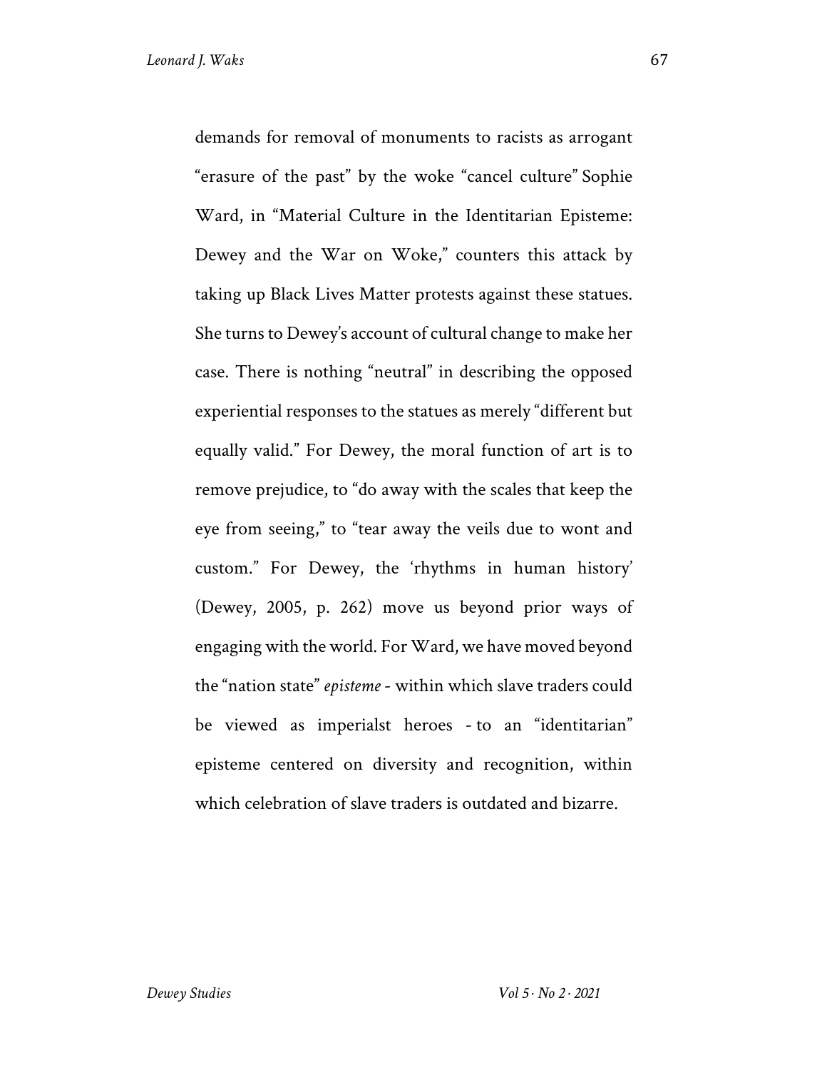demands for removal of monuments to racists as arrogant "erasure of the past" by the woke "cancel culture" Sophie Ward, in "Material Culture in the Identitarian Episteme: Dewey and the War on Woke," counters this attack by taking up Black Lives Matter protests against these statues. She turns to Dewey's account of cultural change to make her case. There is nothing "neutral" in describing the opposed experiential responses to the statues as merely "different but equally valid." For Dewey, the moral function of art is to remove prejudice, to "do away with the scales that keep the eye from seeing," to "tear away the veils due to wont and custom." For Dewey, the 'rhythms in human history' (Dewey, 2005, p. 262) move us beyond prior ways of engaging with the world. For Ward, we have moved beyond the "nation state" *episteme* - within which slave traders could be viewed as imperialst heroes - to an "identitarian" episteme centered on diversity and recognition, within which celebration of slave traders is outdated and bizarre.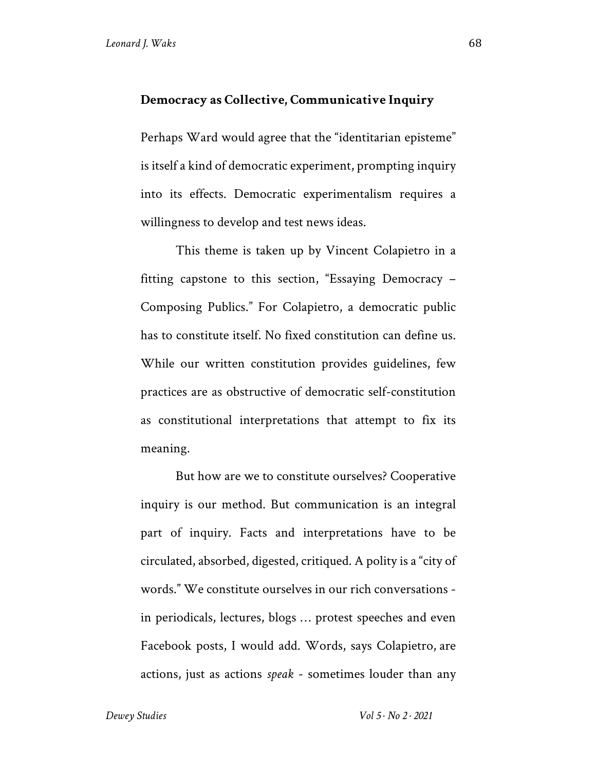## Democracy as Collective, Communicative Inquiry

Perhaps Ward would agree that the "identitarian episteme" is itself a kind of democratic experiment, prompting inquiry into its effects. Democratic experimentalism requires a willingness to develop and test news ideas.

This theme is taken up by Vincent Colapietro in a fitting capstone to this section, "Essaying Democracy – Composing Publics." For Colapietro, a democratic public has to constitute itself. No fixed constitution can define us. While our written constitution provides guidelines, few practices are as obstructive of democratic self-constitution as constitutional interpretations that attempt to fix its meaning.

But how are we to constitute ourselves? Cooperative inquiry is our method. But communication is an integral part of inquiry. Facts and interpretations have to be circulated, absorbed, digested, critiqued. A polity is a "city of words." We constitute ourselves in our rich conversations - in periodicals, lectures, blogs … protest speeches and even Facebook posts, I would add. Words, says Colapietro, are actions, just as actions *speak* - sometimes louder than any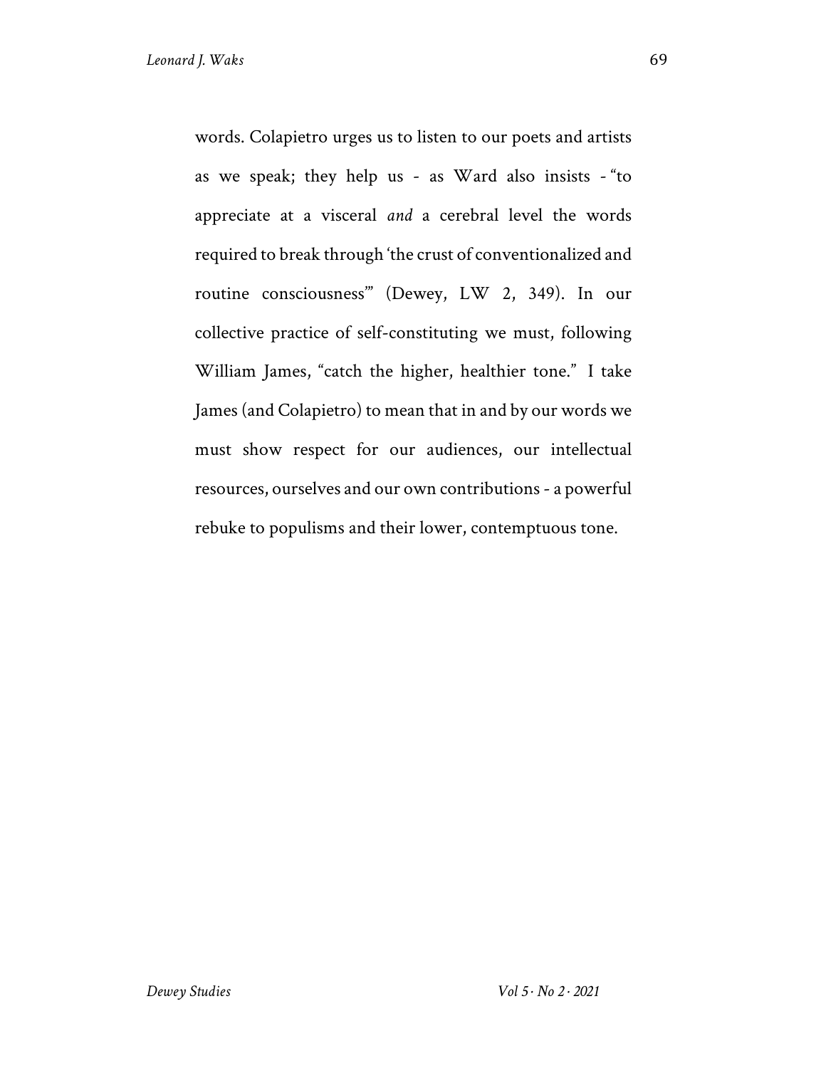words. Colapietro urges us to listen to our poets and artists as we speak; they help us - as Ward also insists - "to appreciate at a visceral *and* a cerebral level the words required to break through 'the crust of conventionalized and routine consciousness'" (Dewey, LW 2, 349). In our collective practice of self-constituting we must, following William James, "catch the higher, healthier tone." I take James (and Colapietro) to mean that in and by our words we must show respect for our audiences, our intellectual resources, ourselves and our own contributions - a powerful rebuke to populisms and their lower, contemptuous tone.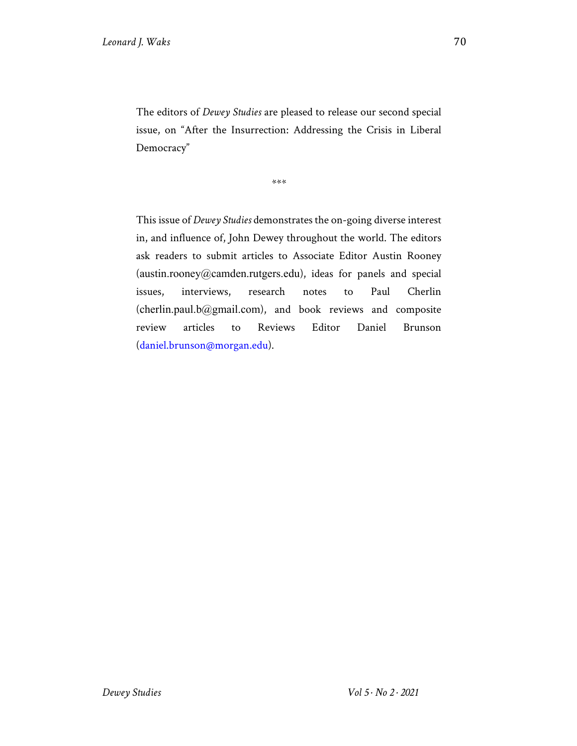The editors of *Dewey Studies* are pleased to release our second special issue, on "After the Insurrection: Addressing the Crisis in Liberal Democracy"

\*\*\*

This issue of *Dewey Studies* demonstrates the on-going diverse interest in, and influence of, John Dewey throughout the world. The editors ask readers to submit articles to Associate Editor Austin Rooney (austin.rooney@camden.rutgers.edu), ideas for panels and special issues, interviews, research notes to Paul Cherlin (cherlin.paul.b@gmail.com), and book reviews and composite review articles to Reviews Editor Daniel Brunson (daniel.brunson@morgan.edu).